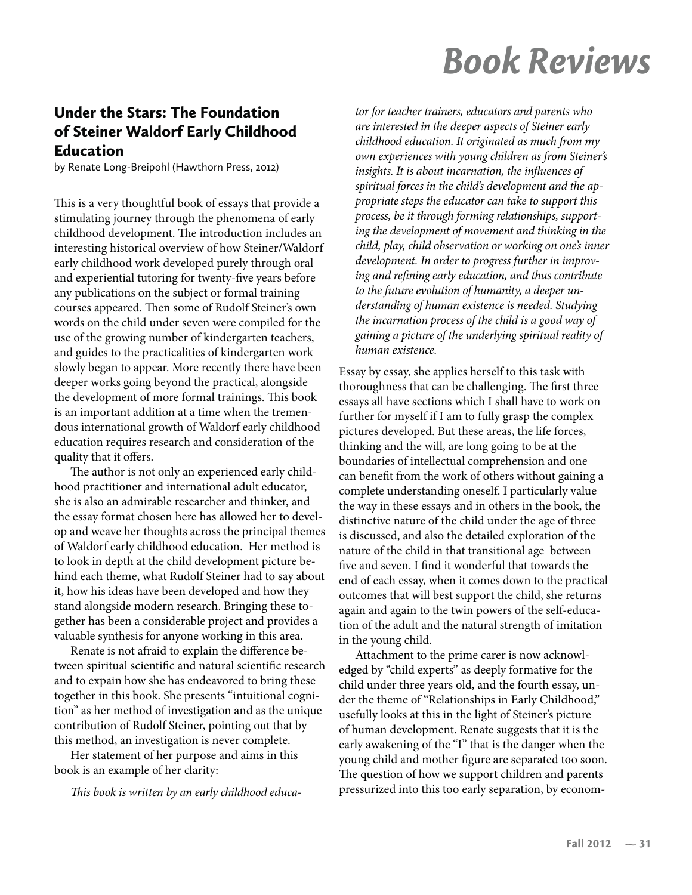# Book Reviews

## Under the Stars: The Foundation of Steiner Waldorf Early Childhood Education

by Renate Long-Breipohl (Hawthorn Press, 2012)

This is a very thoughtful book of essays that provide a stimulating journey through the phenomena of early childhood development. The introduction includes an interesting historical overview of how Steiner/Waldorf early childhood work developed purely through oral and experiential tutoring for twenty-five years before any publications on the subject or formal training courses appeared. Then some of Rudolf Steiner's own words on the child under seven were compiled for the use of the growing number of kindergarten teachers, and guides to the practicalities of kindergarten work slowly began to appear. More recently there have been deeper works going beyond the practical, alongside the development of more formal trainings. This book is an important addition at a time when the tremendous international growth of Waldorf early childhood education requires research and consideration of the quality that it offers.

The author is not only an experienced early childhood practitioner and international adult educator, she is also an admirable researcher and thinker, and the essay format chosen here has allowed her to develop and weave her thoughts across the principal themes of Waldorf early childhood education. Her method is to look in depth at the child development picture behind each theme, what Rudolf Steiner had to say about it, how his ideas have been developed and how they stand alongside modern research. Bringing these together has been a considerable project and provides a valuable synthesis for anyone working in this area.

Renate is not afraid to explain the difference between spiritual scientific and natural scientific research and to expain how she has endeavored to bring these together in this book. She presents "intuitional cognition" as her method of investigation and as the unique contribution of Rudolf Steiner, pointing out that by this method, an investigation is never complete.

Her statement of her purpose and aims in this book is an example of her clarity:

*This book is written by an early childhood educator for teacher trainers, educators and parents who are interested in the deeper aspects of Steiner early childhood education. It originated as much from my own experiences with young children as from Steiner's insights. It is about incarnation, the influences of spiritual forces in the child's development and the appropriate steps the educator can take to support this process, be it through forming relationships, supporting the development of movement and thinking in the child, play, child observation or working on one's inner development. In order to progress further in improving and refining early education, and thus contribute to the future evolution of humanity, a deeper understanding of human existence is needed. Studying the incarnation process of the child is a good way of gaining a picture of the underlying spiritual reality of human existence.*

Essay by essay, she applies herself to this task with thoroughness that can be challenging. The first three essays all have sections which I shall have to work on further for myself if I am to fully grasp the complex pictures developed. But these areas, the life forces, thinking and the will, are long going to be at the boundaries of intellectual comprehension and one can benefit from the work of others without gaining a complete understanding oneself. I particularly value the way in these essays and in others in the book, the distinctive nature of the child under the age of three is discussed, and also the detailed exploration of the nature of the child in that transitional age between five and seven. I find it wonderful that towards the end of each essay, when it comes down to the practical outcomes that will best support the child, she returns again and again to the twin powers of the self-education of the adult and the natural strength of imitation in the young child.

Attachment to the prime carer is now acknowledged by "child experts" as deeply formative for the child under three years old, and the fourth essay, under the theme of "Relationships in Early Childhood," usefully looks at this in the light of Steiner's picture of human development. Renate suggests that it is the early awakening of the "I" that is the danger when the young child and mother figure are separated too soon. The question of how we support children and parents pressurized into this too early separation, by econom-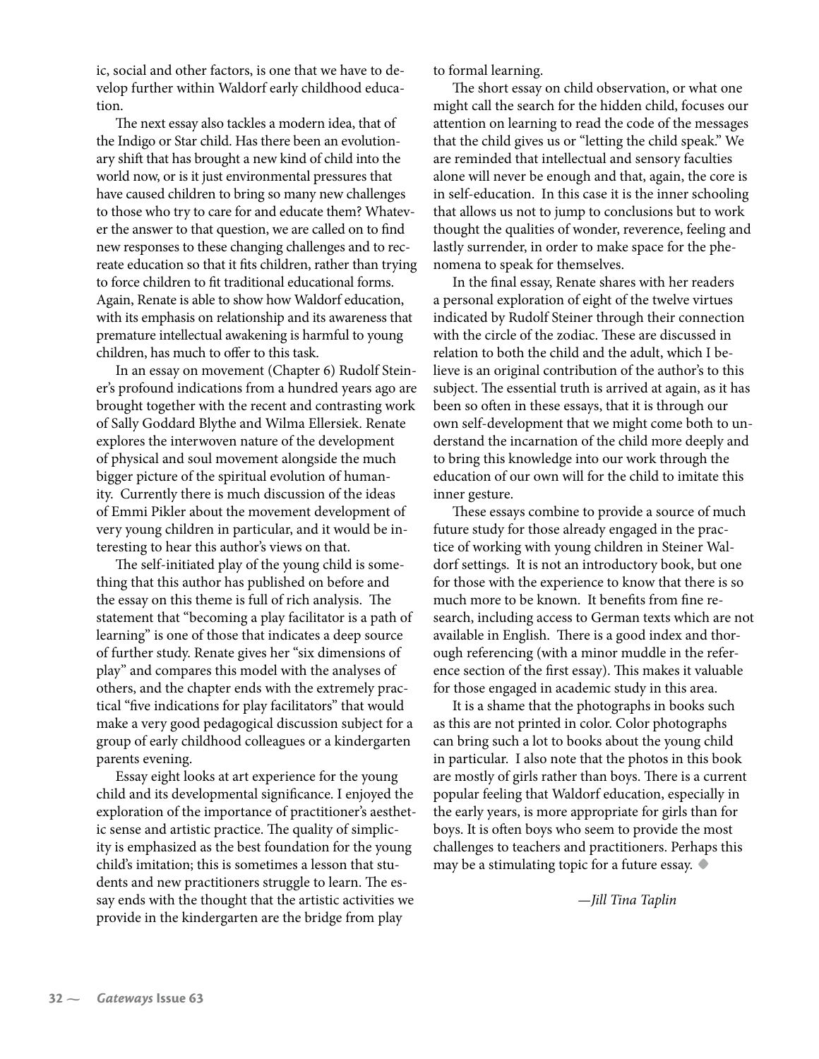ic, social and other factors, is one that we have to develop further within Waldorf early childhood education.

The next essay also tackles a modern idea, that of the Indigo or Star child. Has there been an evolutionary shift that has brought a new kind of child into the world now, or is it just environmental pressures that have caused children to bring so many new challenges to those who try to care for and educate them? Whatever the answer to that question, we are called on to find new responses to these changing challenges and to recreate education so that it fits children, rather than trying to force children to fit traditional educational forms. Again, Renate is able to show how Waldorf education, with its emphasis on relationship and its awareness that premature intellectual awakening is harmful to young children, has much to offer to this task.

In an essay on movement (Chapter 6) Rudolf Steiner's profound indications from a hundred years ago are brought together with the recent and contrasting work of Sally Goddard Blythe and Wilma Ellersiek. Renate explores the interwoven nature of the development of physical and soul movement alongside the much bigger picture of the spiritual evolution of humanity. Currently there is much discussion of the ideas of Emmi Pikler about the movement development of very young children in particular, and it would be interesting to hear this author's views on that.

The self-initiated play of the young child is something that this author has published on before and the essay on this theme is full of rich analysis. The statement that "becoming a play facilitator is a path of learning" is one of those that indicates a deep source of further study. Renate gives her "six dimensions of play" and compares this model with the analyses of others, and the chapter ends with the extremely practical "five indications for play facilitators" that would make a very good pedagogical discussion subject for a group of early childhood colleagues or a kindergarten parents evening.

Essay eight looks at art experience for the young child and its developmental significance. I enjoyed the exploration of the importance of practitioner's aesthetic sense and artistic practice. The quality of simplicity is emphasized as the best foundation for the young child's imitation; this is sometimes a lesson that students and new practitioners struggle to learn. The essay ends with the thought that the artistic activities we provide in the kindergarten are the bridge from play to formal learning.

The short essay on child observation, or what one might call the search for the hidden child, focuses our attention on learning to read the code of the messages that the child gives us or "letting the child speak." We are reminded that intellectual and sensory faculties alone will never be enough and that, again, the core is in self-education. In this case it is the inner schooling that allows us not to jump to conclusions but to work thought the qualities of wonder, reverence, feeling and lastly surrender, in order to make space for the phenomena to speak for themselves.

In the final essay, Renate shares with her readers a personal exploration of eight of the twelve virtues indicated by Rudolf Steiner through their connection with the circle of the zodiac. These are discussed in relation to both the child and the adult, which I believe is an original contribution of the author's to this subject. The essential truth is arrived at again, as it has been so often in these essays, that it is through our own self-development that we might come both to understand the incarnation of the child more deeply and to bring this knowledge into our work through the education of our own will for the child to imitate this inner gesture.

These essays combine to provide a source of much future study for those already engaged in the practice of working with young children in Steiner Waldorf settings. It is not an introductory book, but one for those with the experience to know that there is so much more to be known. It benefits from fine research, including access to German texts which are not available in English. There is a good index and thorough referencing (with a minor muddle in the reference section of the first essay). This makes it valuable for those engaged in academic study in this area.

It is a shame that the photographs in books such as this are not printed in color. Color photographs can bring such a lot to books about the young child in particular. I also note that the photos in this book are mostly of girls rather than boys. There is a current popular feeling that Waldorf education, especially in the early years, is more appropriate for girls than for boys. It is often boys who seem to provide the most challenges to teachers and practitioners. Perhaps this may be a stimulating topic for a future essay. ◆

*—Jill Tina Taplin*